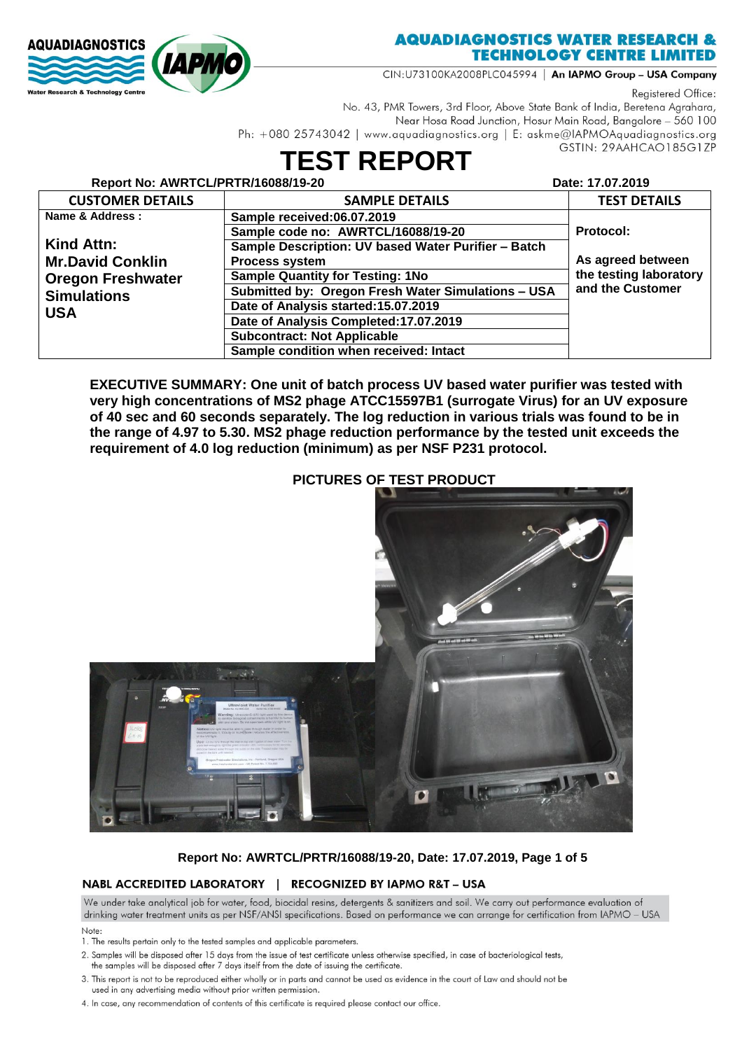**AQUADIAGNOSTICS**
Water Research & Technology Centre

**AQUADIAGNOSTICS WATER RESEARCH & TECHNOLOGY CENTRE LIMITED**

CIN:U73100KA2008PLC045994 | **An IAPMO Group – USA Company**

Registered Office:
No. 43, PMR Towers, 3rd Floor, Above State Bank of India, Beretena Agrahara,
Near Hosa Road Junction, Hosur Main Road, Bangalore – 560 100
Ph: +080 25743042 | www.aquadiagnostics.org | E: askme@IAPMOAquadiagnostics.org
GSTIN: 29AAHCAO185G1ZP

# TEST REPORT

**Report No: AWRTCL/PRTR/16088/19-20** **Date: 17.07.2019**

| CUSTOMER DETAILS | SAMPLE DETAILS | TEST DETAILS |
|---|---|---|
| **Name & Address :** | **Sample received:06.07.2019** | |
| **Kind Attn:** | **Sample code no: AWRTCL/16088/19-20** | **Protocol:** |
| **Mr.David Conklin** | **Sample Description: UV based Water Purifier – Batch Process system** | **As agreed between the testing laboratory and the Customer** |
| **Oregon Freshwater Simulations** | **Sample Quantity for Testing: 1No** | |
| **USA** | **Submitted by: Oregon Fresh Water Simulations – USA** | |
| | **Date of Analysis started:15.07.2019** | |
| | **Date of Analysis Completed:17.07.2019** | |
| | **Subcontract: Not Applicable** | |
| | **Sample condition when received: Intact** | |

**EXECUTIVE SUMMARY: One unit of batch process UV based water purifier was tested with very high concentrations of MS2 phage ATCC15597B1 (surrogate Virus) for an UV exposure of 40 sec and 60 seconds separately. The log reduction in various trials was found to be in the range of 4.97 to 5.30. MS2 phage reduction performance by the tested unit exceeds the requirement of 4.0 log reduction (minimum) as per NSF P231 protocol.**

**PICTURES OF TEST PRODUCT**

**NABL ACCREDITED LABORATORY | RECOGNIZED BY IAPMO R&T – USA**

We under take analytical job for water, food, biocidal resins, detergents & sanitizers and soil. We carry out performance evaluation of drinking water treatment units as per NSF/ANSI specifications. Based on performance we can arrange for certification from IAPMO – USA

Note:
1. The results pertain only to the tested samples and applicable parameters.
2. Samples will be disposed after 15 days from the issue of test certificate unless otherwise specified, in case of bacteriological tests, the samples will be disposed after 7 days itself from the date of issuing the certificate.
3. This report is not to be reproduced either wholly or in parts and cannot be used as evidence in the court of Law and should not be used in any advertising media without prior written permission.
4. In case, any recommendation of contents of this certificate is required please contact our office.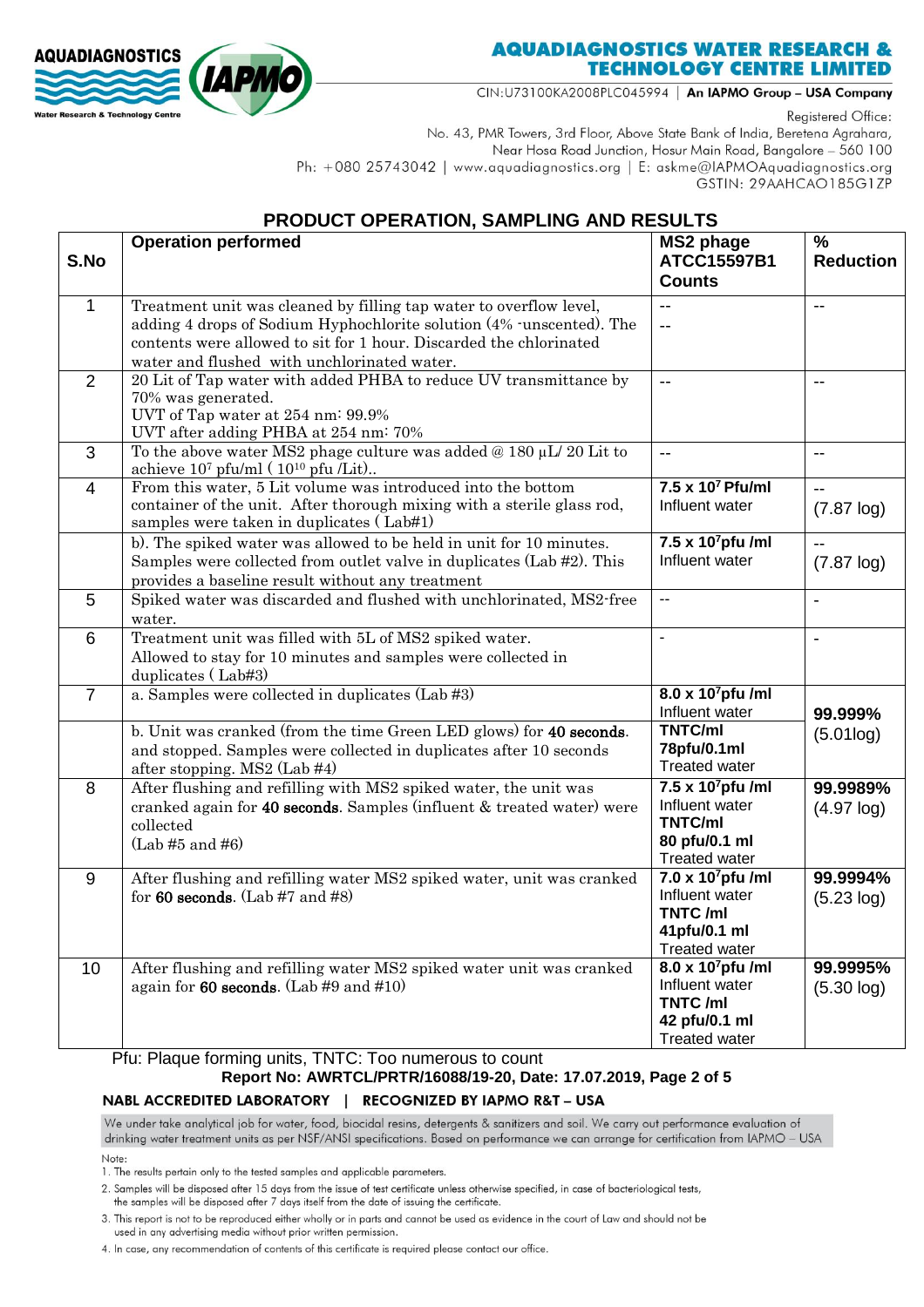**AQUADIAGNOSTICS WATER RESEARCH & TECHNOLOGY CENTRE LIMITED**

CIN:U73100KA2008PLC045994 | **An IAPMO Group – USA Company**

Registered Office:
No. 43, PMR Towers, 3rd Floor, Above State Bank of India, Beretena Agrahara,
Near Hosa Road Junction, Hosur Main Road, Bangalore – 560 100
Ph: +080 25743042 | www.aquadiagnostics.org | E: askme@IAPMOAquadiagnostics.org
GSTIN: 29AAHCAO185G1ZP

## PRODUCT OPERATION, SAMPLING AND RESULTS

| S.No | Operation performed | MS2 phage ATCC15597B1 Counts | % Reduction |
|---|---|---|---|
| 1 | Treatment unit was cleaned by filling tap water to overflow level, adding 4 drops of Sodium Hyphochlorite solution (4% -unscented). The contents were allowed to sit for 1 hour. Discarded the chlorinated water and flushed with unchlorinated water. | -- -- | -- |
| 2 | 20 Lit of Tap water with added PHBA to reduce UV transmittance by 70% was generated. UVT of Tap water at 254 nm: 99.9% UVT after adding PHBA at 254 nm: 70% | -- | -- |
| 3 | To the above water MS2 phage culture was added @ 180 µL/ 20 Lit to achieve $10^7$ pfu/ml ( $10^{10}$ pfu /Lit).. | -- | -- |
| 4 | From this water, 5 Lit volume was introduced into the bottom container of the unit. After thorough mixing with a sterile glass rod, samples were taken in duplicates ( Lab#1) | **7.5 x $10^7$ Pfu/ml** Influent water | -- (7.87 log) |
| | b). The spiked water was allowed to be held in unit for 10 minutes. Samples were collected from outlet valve in duplicates (Lab #2). This provides a baseline result without any treatment | **7.5 x $10^7$pfu /ml** Influent water | -- (7.87 log) |
| 5 | Spiked water was discarded and flushed with unchlorinated, MS2-free water. | -- | - |
| 6 | Treatment unit was filled with 5L of MS2 spiked water. Allowed to stay for 10 minutes and samples were collected in duplicates ( Lab#3) | - | - |
| 7 | a. Samples were collected in duplicates (Lab #3) | **8.0 x $10^7$pfu /ml** Influent water | **99.999%** (5.01log) |
| | b. Unit was cranked (from the time Green LED glows) for **40 seconds**. and stopped. Samples were collected in duplicates after 10 seconds after stopping. MS2 (Lab #4) | **TNTC/ml 78pfu/0.1ml** Treated water | |
| 8 | After flushing and refilling with MS2 spiked water, the unit was cranked again for **40 seconds**. Samples (influent & treated water) were collected (Lab #5 and #6) | **7.5 x $10^7$pfu /ml** Influent water **TNTC/ml 80 pfu/0.1 ml** Treated water | **99.9989%** (4.97 log) |
| 9 | After flushing and refilling water MS2 spiked water, unit was cranked for **60 seconds**. (Lab #7 and #8) | **7.0 x $10^7$pfu /ml** Influent water **TNTC /ml 41pfu/0.1 ml** Treated water | **99.9994%** (5.23 log) |
| 10 | After flushing and refilling water MS2 spiked water unit was cranked again for **60 seconds**. (Lab #9 and #10) | **8.0 x $10^7$pfu /ml** Influent water **TNTC /ml 42 pfu/0.1 ml** Treated water | **99.9995%** (5.30 log) |

Pfu: Plaque forming units, TNTC: Too numerous to count

**Report No: AWRTCL/PRTR/16088/19-20, Date: 17.07.2019**

**NABL ACCREDITED LABORATORY | RECOGNIZED BY IAPMO R&T – USA**

We under take analytical job for water, food, biocidal resins, detergents & sanitizers and soil. We carry out performance evaluation of drinking water treatment units as per NSF/ANSI specifications. Based on performance we can arrange for certification from IAPMO – USA

Note:
1. The results pertain only to the tested samples and applicable parameters.
2. Samples will be disposed after 15 days from the issue of test certificate unless otherwise specified, in case of bacteriological tests, the samples will be disposed after 7 days itself from the date of issuing the certificate.
3. This report is not to be reproduced either wholly or in parts and cannot be used as evidence in the court of Law and should not be used in any advertising media without prior written permission.
4. In case, any recommendation of contents of this certificate is required please contact our office.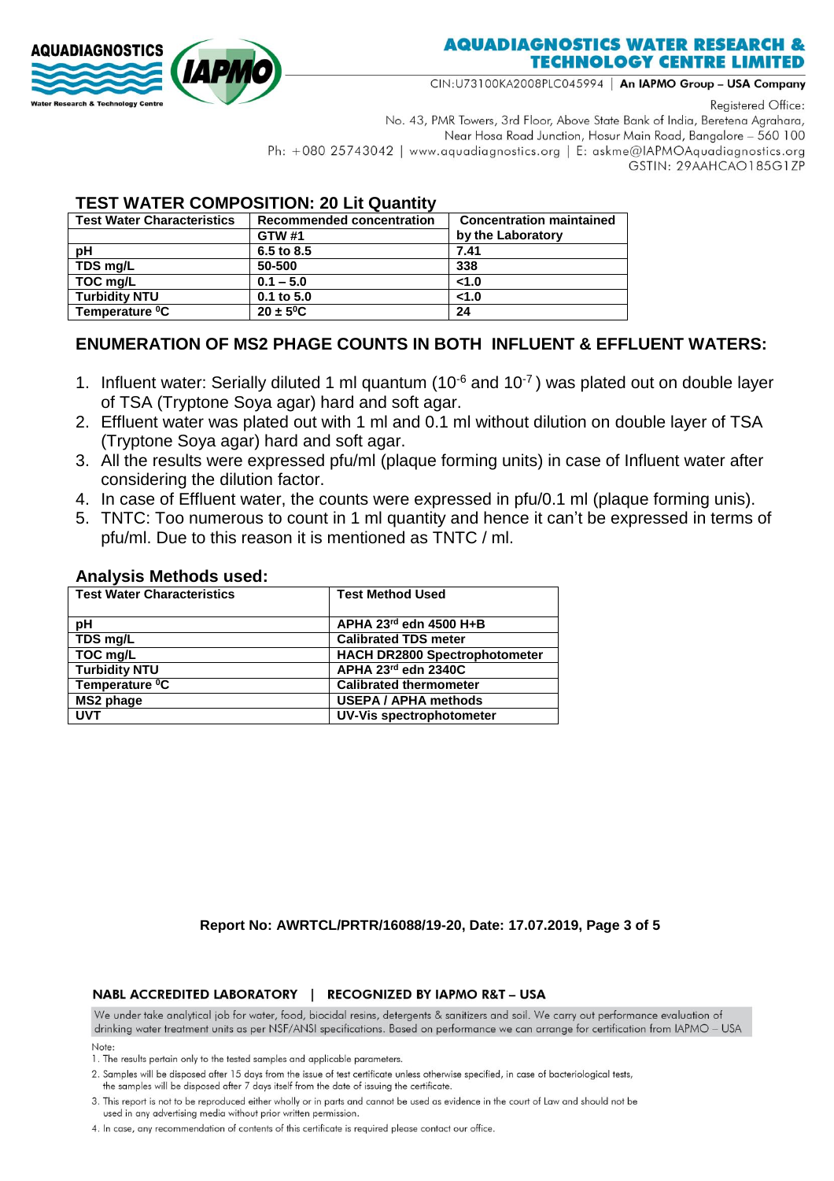## TEST WATER COMPOSITION: 20 Lit Quantity

| Test Water Characteristics | Recommended concentration GTW #1 | Concentration maintained by the Laboratory |
|---|---|---|
| pH | 6.5 to 8.5 | 7.41 |
| TDS mg/L | 50-500 | 338 |
| TOC mg/L | 0.1 – 5.0 | <1.0 |
| Turbidity NTU | 0.1 to 5.0 | <1.0 |
| Temperature $^0$C | 20 ± 5$^0$C | 24 |

## ENUMERATION OF MS2 PHAGE COUNTS IN BOTH INFLUENT & EFFLUENT WATERS:

1. Influent water: Serially diluted 1 ml quantum ($10^{-6}$ and $10^{-7}$) was plated out on double layer of TSA (Tryptone Soya agar) hard and soft agar.
2. Effluent water was plated out with 1 ml and 0.1 ml without dilution on double layer of TSA (Tryptone Soya agar) hard and soft agar.
3. All the results were expressed pfu/ml (plaque forming units) in case of Influent water after considering the dilution factor.
4. In case of Effluent water, the counts were expressed in pfu/0.1 ml (plaque forming unis).
5. TNTC: Too numerous to count in 1 ml quantity and hence it can't be expressed in terms of pfu/ml. Due to this reason it is mentioned as TNTC / ml.

## Analysis Methods used:

| Test Water Characteristics | Test Method Used |
|---|---|
| pH | APHA 23rd edn 4500 H+B |
| TDS mg/L | Calibrated TDS meter |
| TOC mg/L | HACH DR2800 Spectrophotometer |
| Turbidity NTU | APHA 23rd edn 2340C |
| Temperature $^0$C | Calibrated thermometer |
| MS2 phage | USEPA / APHA methods |
| UVT | UV-Vis spectrophotometer |

**Report No: AWRTCL/PRTR/16088/19-20, Date: 17.07.2019**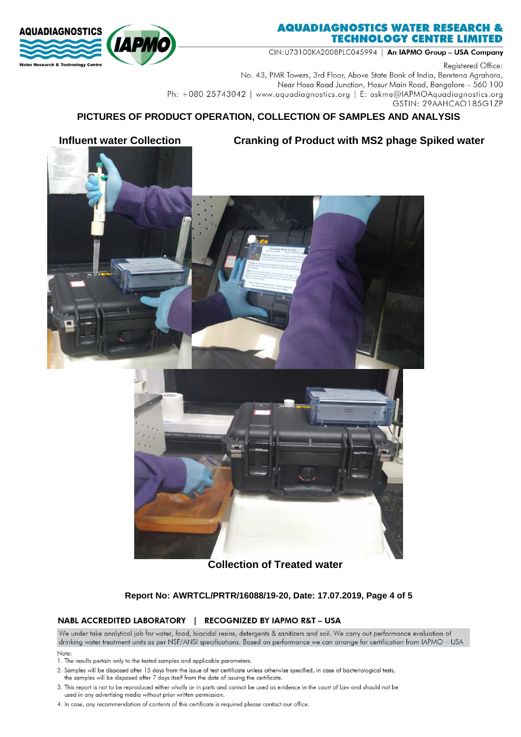# PICTURES OF PRODUCT OPERATION, COLLECTION OF SAMPLES AND ANALYSIS

**Influent water Collection**

**Cranking of Product with MS2 phage Spiked water**

**Collection of Treated water**

**Report No: AWRTCL/PRTR/16088/19-20, Date: 17.07.2019, Page 4 of 5**

**NABL ACCREDITED LABORATORY | RECOGNIZED BY IAPMO R&T – USA**

We under take analytical job for water, food, biocidal resins, detergents & sanitizers and soil. We carry out performance evaluation of drinking water treatment units as per NSF/ANSI specifications. Based on performance we can arrange for certification from IAPMO – USA

Note:

1. The results pertain only to the tested samples and applicable parameters.
2. Samples will be disposed after 15 days from the issue of test certificate unless otherwise specified, in case of bacteriological tests, the samples will be disposed after 7 days itself from the date of issuing the certificate.
3. This report is not to be reproduced either wholly or in parts and cannot be used as evidence in the court of Law and should not be used in any advertising media without prior written permission.
4. In case, any recommendation of contents of this certificate is required please contact our office.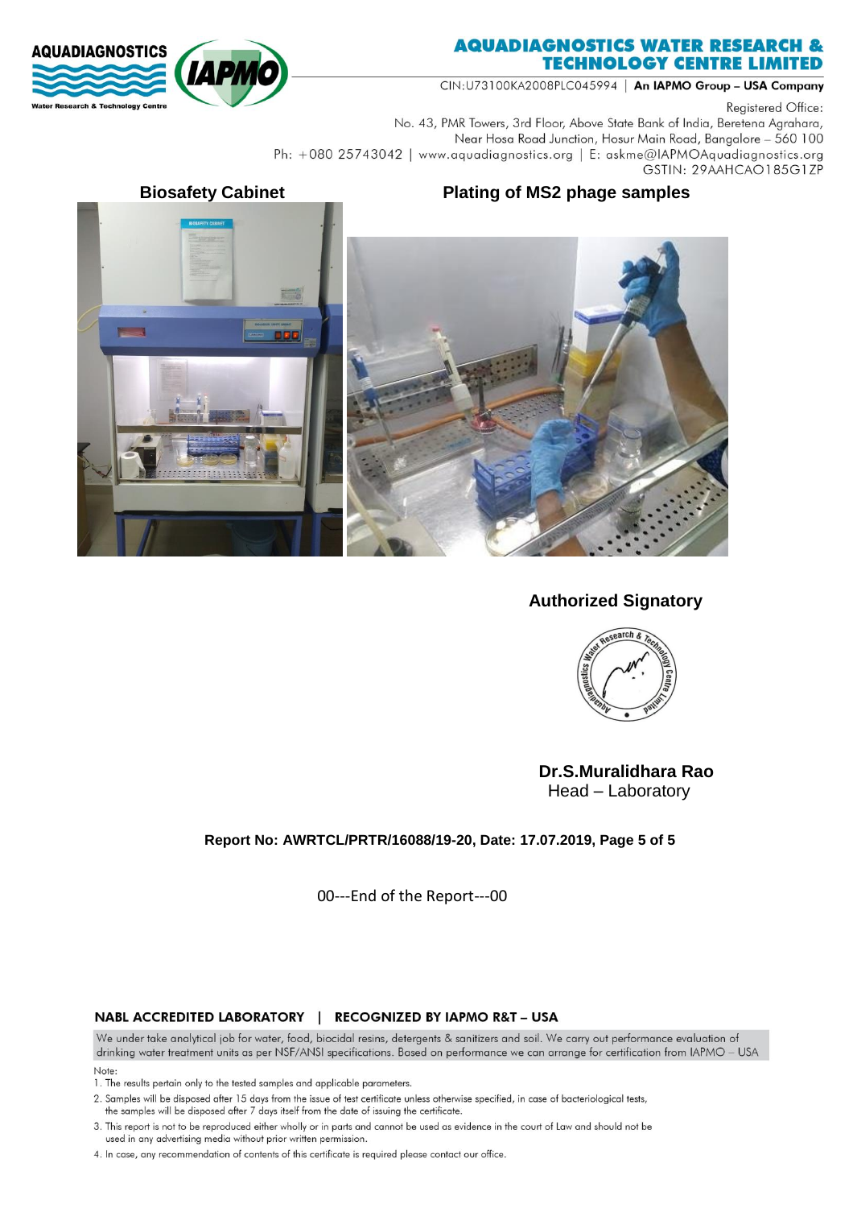**Biosafety Cabinet** **Plating of MS2 phage samples**

**Authorized Signatory**

**Dr.S.Muralidhara Rao**
Head – Laboratory

**Report No: AWRTCL/PRTR/16088/19-20, Date: 17.07.2019, Page 5 of 5**

00---End of the Report---00

**NABL ACCREDITED LABORATORY | RECOGNIZED BY IAPMO R&T – USA**

We under take analytical job for water, food, biocidal resins, detergents & sanitizers and soil. We carry out performance evaluation of drinking water treatment units as per NSF/ANSI specifications. Based on performance we can arrange for certification from IAPMO – USA

Note:

1. The results pertain only to the tested samples and applicable parameters.
2. Samples will be disposed after 15 days from the issue of test certificate unless otherwise specified, in case of bacteriological tests, the samples will be disposed after 7 days itself from the date of issuing the certificate.
3. This report is not to be reproduced either wholly or in parts and cannot be used as evidence in the court of Law and should not be used in any advertising media without prior written permission.
4. In case, any recommendation of contents of this certificate is required please contact our office.